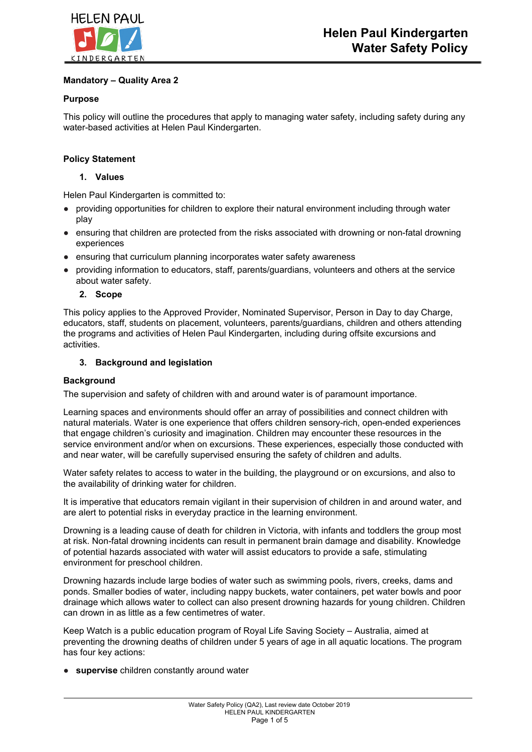# Helen Paul Kindergarten Water Safety Policy

**Mandatory – Quality Area 2**

## Purpose

This policy will outline the procedures that apply to managing water safety, including safety during any water-based activities at Helen Paul Kindergarten.

## Policy Statement

### 1. Values

Helen Paul Kindergarten is committed to:

- providing opportunities for children to explore their natural environment including through water play
- ensuring that children are protected from the risks associated with drowning or non-fatal drowning experiences
- ensuring that curriculum planning incorporates water safety awareness
- providing information to educators, staff, parents/guardians, volunteers and others at the service about water safety.

### 2. Scope

This policy applies to the Approved Provider, Nominated Supervisor, Person in Day to day Charge, educators, staff, students on placement, volunteers, parents/guardians, children and others attending the programs and activities of Helen Paul Kindergarten, including during offsite excursions and activities.

### 3. Background and legislation

**Background**

The supervision and safety of children with and around water is of paramount importance.

Learning spaces and environments should offer an array of possibilities and connect children with natural materials. Water is one experience that offers children sensory-rich, open-ended experiences that engage children's curiosity and imagination. Children may encounter these resources in the service environment and/or when on excursions. These experiences, especially those conducted with and near water, will be carefully supervised ensuring the safety of children and adults.

Water safety relates to access to water in the building, the playground or on excursions, and also to the availability of drinking water for children.

It is imperative that educators remain vigilant in their supervision of children in and around water, and are alert to potential risks in everyday practice in the learning environment.

Drowning is a leading cause of death for children in Victoria, with infants and toddlers the group most at risk. Non-fatal drowning incidents can result in permanent brain damage and disability. Knowledge of potential hazards associated with water will assist educators to provide a safe, stimulating environment for preschool children.

Drowning hazards include large bodies of water such as swimming pools, rivers, creeks, dams and ponds. Smaller bodies of water, including nappy buckets, water containers, pet water bowls and poor drainage which allows water to collect can also present drowning hazards for young children. Children can drown in as little as a few centimetres of water.

Keep Watch is a public education program of Royal Life Saving Society – Australia, aimed at preventing the drowning deaths of children under 5 years of age in all aquatic locations. The program has four key actions:

- **supervise** children constantly around water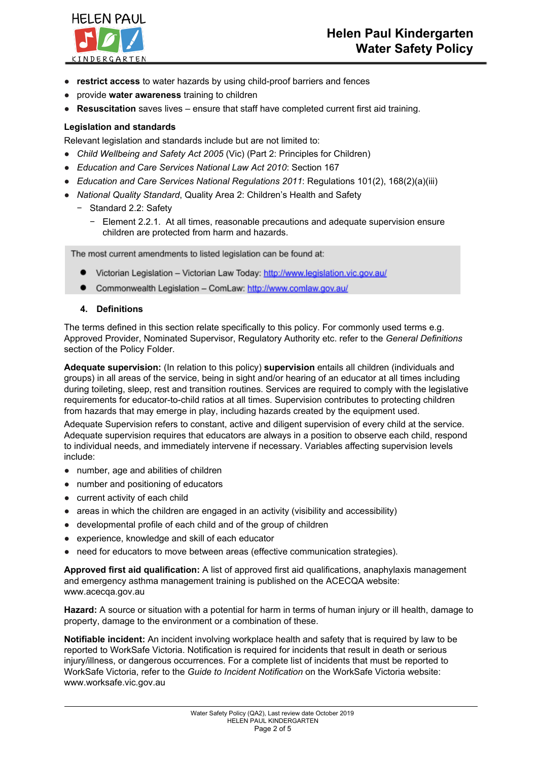- **restrict access** to water hazards by using child-proof barriers and fences
- provide **water awareness** training to children
- **Resuscitation** saves lives – ensure that staff have completed current first aid training.

**Legislation and standards**

Relevant legislation and standards include but are not limited to:

- *Child Wellbeing and Safety Act 2005* (Vic) (Part 2: Principles for Children)
- *Education and Care Services National Law Act 2010*: Section 167
- *Education and Care Services National Regulations 2011*: Regulations 101(2), 168(2)(a)(iii)
- *National Quality Standard*, Quality Area 2: Children's Health and Safety
  - Standard 2.2: Safety
    - Element 2.2.1. At all times, reasonable precautions and adequate supervision ensure children are protected from harm and hazards.

> The most current amendments to listed legislation can be found at:
>
> - Victorian Legislation – Victorian Law Today: http://www.legislation.vic.gov.au/
> - Commonwealth Legislation – ComLaw: http://www.comlaw.gov.au/

## 4. Definitions

The terms defined in this section relate specifically to this policy. For commonly used terms e.g. Approved Provider, Nominated Supervisor, Regulatory Authority etc. refer to the *General Definitions* section of the Policy Folder.

**Adequate supervision:** (In relation to this policy) **supervision** entails all children (individuals and groups) in all areas of the service, being in sight and/or hearing of an educator at all times including during toileting, sleep, rest and transition routines. Services are required to comply with the legislative requirements for educator-to-child ratios at all times. Supervision contributes to protecting children from hazards that may emerge in play, including hazards created by the equipment used.

Adequate Supervision refers to constant, active and diligent supervision of every child at the service. Adequate supervision requires that educators are always in a position to observe each child, respond to individual needs, and immediately intervene if necessary. Variables affecting supervision levels include:

- number, age and abilities of children
- number and positioning of educators
- current activity of each child
- areas in which the children are engaged in an activity (visibility and accessibility)
- developmental profile of each child and of the group of children
- experience, knowledge and skill of each educator
- need for educators to move between areas (effective communication strategies).

**Approved first aid qualification:** A list of approved first aid qualifications, anaphylaxis management and emergency asthma management training is published on the ACECQA website: www.acecqa.gov.au

**Hazard:** A source or situation with a potential for harm in terms of human injury or ill health, damage to property, damage to the environment or a combination of these.

**Notifiable incident:** An incident involving workplace health and safety that is required by law to be reported to WorkSafe Victoria. Notification is required for incidents that result in death or serious injury/illness, or dangerous occurrences. For a complete list of incidents that must be reported to WorkSafe Victoria, refer to the *Guide to Incident Notification* on the WorkSafe Victoria website: www.worksafe.vic.gov.au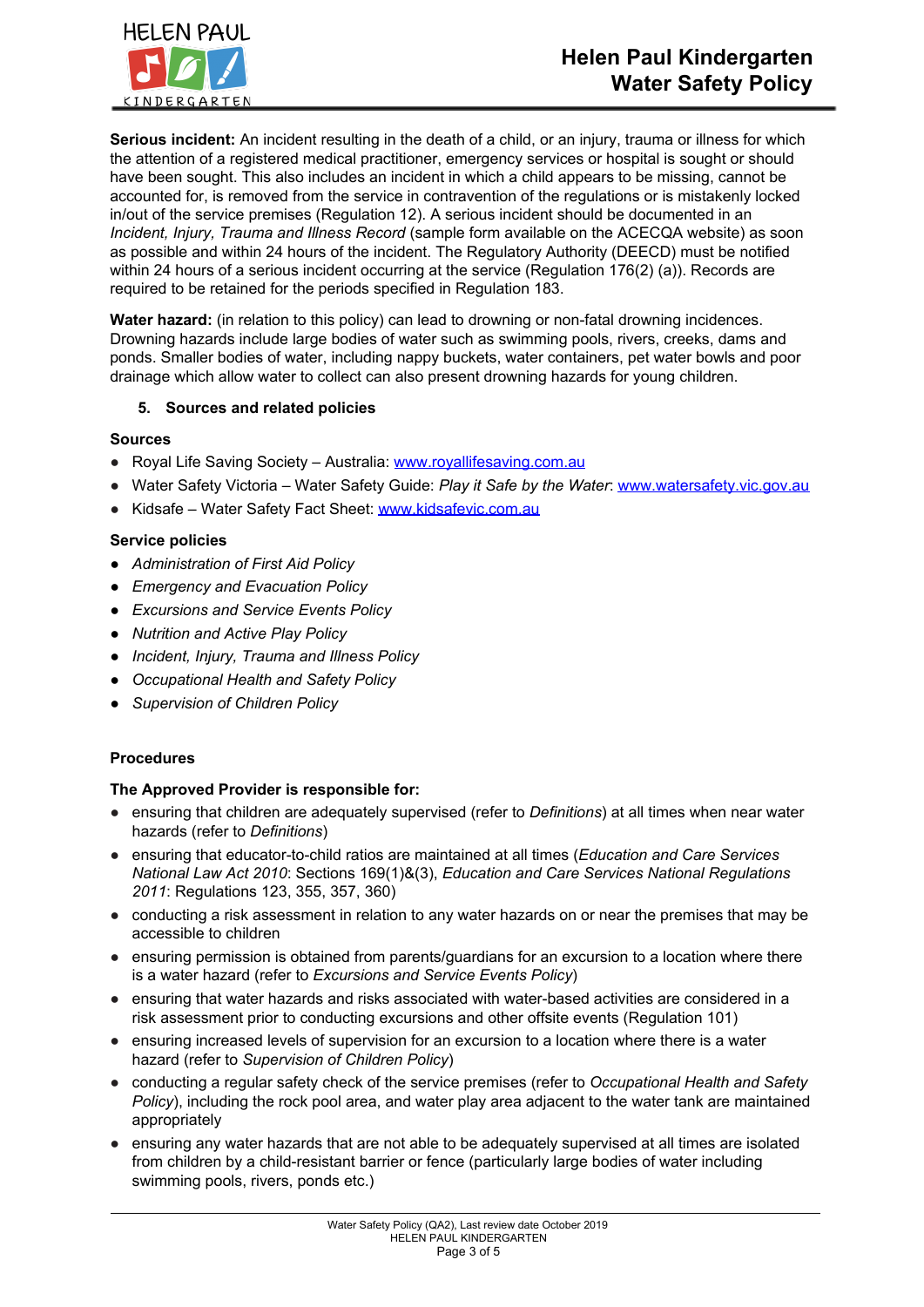**Serious incident:** An incident resulting in the death of a child, or an injury, trauma or illness for which the attention of a registered medical practitioner, emergency services or hospital is sought or should have been sought. This also includes an incident in which a child appears to be missing, cannot be accounted for, is removed from the service in contravention of the regulations or is mistakenly locked in/out of the service premises (Regulation 12). A serious incident should be documented in an *Incident, Injury, Trauma and Illness Record* (sample form available on the ACECQA website) as soon as possible and within 24 hours of the incident. The Regulatory Authority (DEECD) must be notified within 24 hours of a serious incident occurring at the service (Regulation 176(2) (a)). Records are required to be retained for the periods specified in Regulation 183.

**Water hazard:** (in relation to this policy) can lead to drowning or non-fatal drowning incidences. Drowning hazards include large bodies of water such as swimming pools, rivers, creeks, dams and ponds. Smaller bodies of water, including nappy buckets, water containers, pet water bowls and poor drainage which allow water to collect can also present drowning hazards for young children.

## 5. Sources and related policies

### Sources

- Royal Life Saving Society – Australia: www.royallifesaving.com.au
- Water Safety Victoria – Water Safety Guide: *Play it Safe by the Water*: www.watersafety.vic.gov.au
- Kidsafe – Water Safety Fact Sheet: www.kidsafevic.com.au

### Service policies

- *Administration of First Aid Policy*
- *Emergency and Evacuation Policy*
- *Excursions and Service Events Policy*
- *Nutrition and Active Play Policy*
- *Incident, Injury, Trauma and Illness Policy*
- *Occupational Health and Safety Policy*
- *Supervision of Children Policy*

## Procedures

### The Approved Provider is responsible for:

- ensuring that children are adequately supervised (refer to *Definitions*) at all times when near water hazards (refer to *Definitions*)
- ensuring that educator-to-child ratios are maintained at all times (*Education and Care Services National Law Act 2010*: Sections 169(1)&(3), *Education and Care Services National Regulations 2011*: Regulations 123, 355, 357, 360)
- conducting a risk assessment in relation to any water hazards on or near the premises that may be accessible to children
- ensuring permission is obtained from parents/guardians for an excursion to a location where there is a water hazard (refer to *Excursions and Service Events Policy*)
- ensuring that water hazards and risks associated with water-based activities are considered in a risk assessment prior to conducting excursions and other offsite events (Regulation 101)
- ensuring increased levels of supervision for an excursion to a location where there is a water hazard (refer to *Supervision of Children Policy*)
- conducting a regular safety check of the service premises (refer to *Occupational Health and Safety Policy*), including the rock pool area, and water play area adjacent to the water tank are maintained appropriately
- ensuring any water hazards that are not able to be adequately supervised at all times are isolated from children by a child-resistant barrier or fence (particularly large bodies of water including swimming pools, rivers, ponds etc.)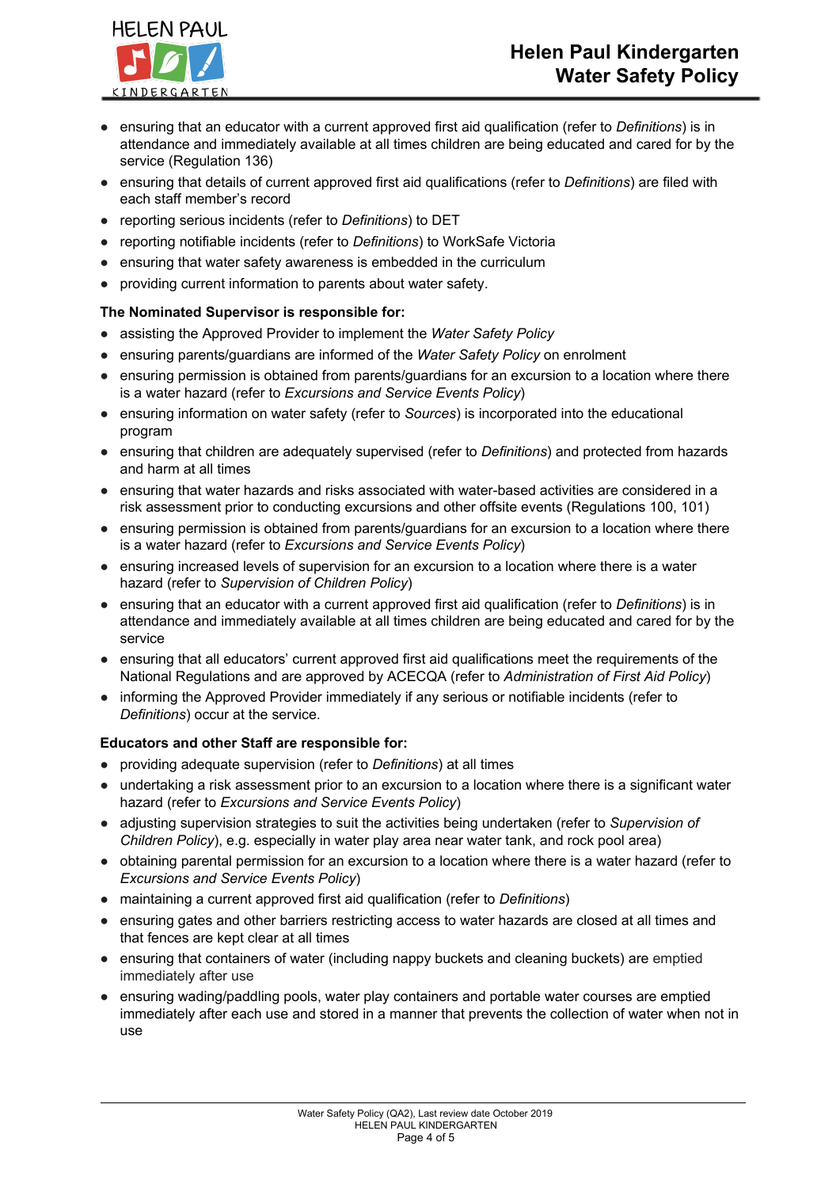- ensuring that an educator with a current approved first aid qualification (refer to *Definitions*) is in attendance and immediately available at all times children are being educated and cared for by the service (Regulation 136)
- ensuring that details of current approved first aid qualifications (refer to *Definitions*) are filed with each staff member's record
- reporting serious incidents (refer to *Definitions*) to DET
- reporting notifiable incidents (refer to *Definitions*) to WorkSafe Victoria
- ensuring that water safety awareness is embedded in the curriculum
- providing current information to parents about water safety.

**The Nominated Supervisor is responsible for:**

- assisting the Approved Provider to implement the *Water Safety Policy*
- ensuring parents/guardians are informed of the *Water Safety Policy* on enrolment
- ensuring permission is obtained from parents/guardians for an excursion to a location where there is a water hazard (refer to *Excursions and Service Events Policy*)
- ensuring information on water safety (refer to *Sources*) is incorporated into the educational program
- ensuring that children are adequately supervised (refer to *Definitions*) and protected from hazards and harm at all times
- ensuring that water hazards and risks associated with water-based activities are considered in a risk assessment prior to conducting excursions and other offsite events (Regulations 100, 101)
- ensuring permission is obtained from parents/guardians for an excursion to a location where there is a water hazard (refer to *Excursions and Service Events Policy*)
- ensuring increased levels of supervision for an excursion to a location where there is a water hazard (refer to *Supervision of Children Policy*)
- ensuring that an educator with a current approved first aid qualification (refer to *Definitions*) is in attendance and immediately available at all times children are being educated and cared for by the service
- ensuring that all educators' current approved first aid qualifications meet the requirements of the National Regulations and are approved by ACECQA (refer to *Administration of First Aid Policy*)
- informing the Approved Provider immediately if any serious or notifiable incidents (refer to *Definitions*) occur at the service.

**Educators and other Staff are responsible for:**

- providing adequate supervision (refer to *Definitions*) at all times
- undertaking a risk assessment prior to an excursion to a location where there is a significant water hazard (refer to *Excursions and Service Events Policy*)
- adjusting supervision strategies to suit the activities being undertaken (refer to *Supervision of Children Policy*), e.g. especially in water play area near water tank, and rock pool area)
- obtaining parental permission for an excursion to a location where there is a water hazard (refer to *Excursions and Service Events Policy*)
- maintaining a current approved first aid qualification (refer to *Definitions*)
- ensuring gates and other barriers restricting access to water hazards are closed at all times and that fences are kept clear at all times
- ensuring that containers of water (including nappy buckets and cleaning buckets) are emptied immediately after use
- ensuring wading/paddling pools, water play containers and portable water courses are emptied immediately after each use and stored in a manner that prevents the collection of water when not in use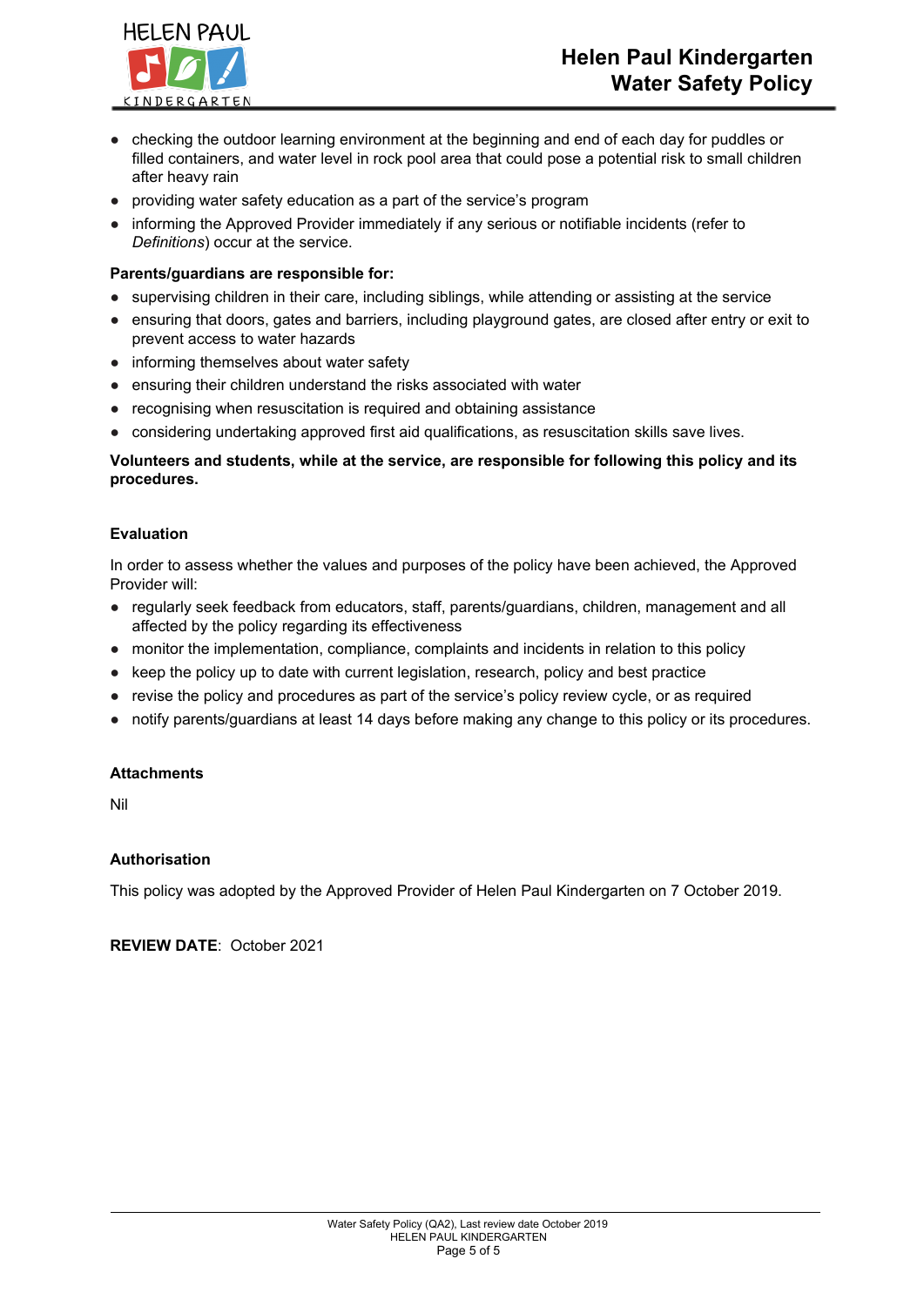- checking the outdoor learning environment at the beginning and end of each day for puddles or filled containers, and water level in rock pool area that could pose a potential risk to small children after heavy rain
- providing water safety education as a part of the service's program
- informing the Approved Provider immediately if any serious or notifiable incidents (refer to *Definitions*) occur at the service.

**Parents/guardians are responsible for:**

- supervising children in their care, including siblings, while attending or assisting at the service
- ensuring that doors, gates and barriers, including playground gates, are closed after entry or exit to prevent access to water hazards
- informing themselves about water safety
- ensuring their children understand the risks associated with water
- recognising when resuscitation is required and obtaining assistance
- considering undertaking approved first aid qualifications, as resuscitation skills save lives.

**Volunteers and students, while at the service, are responsible for following this policy and its procedures.**

### Evaluation

In order to assess whether the values and purposes of the policy have been achieved, the Approved Provider will:

- regularly seek feedback from educators, staff, parents/guardians, children, management and all affected by the policy regarding its effectiveness
- monitor the implementation, compliance, complaints and incidents in relation to this policy
- keep the policy up to date with current legislation, research, policy and best practice
- revise the policy and procedures as part of the service's policy review cycle, or as required
- notify parents/guardians at least 14 days before making any change to this policy or its procedures.

### Attachments

Nil

### Authorisation

This policy was adopted by the Approved Provider of Helen Paul Kindergarten on 7 October 2019.

**REVIEW DATE**: October 2021